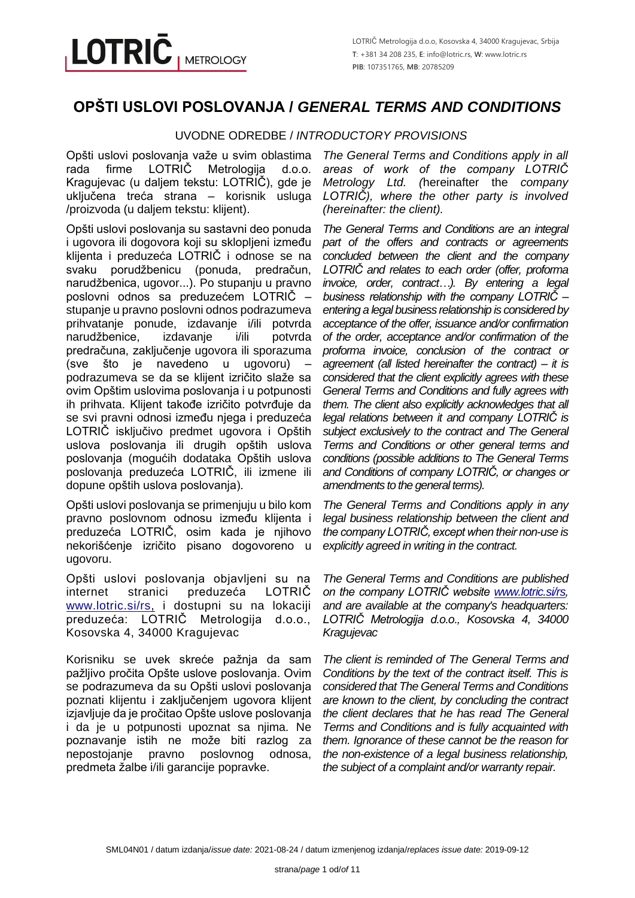LOTRIČ METROLOGY

LOTRIČ Metrologija d.o.o, Kosovska 4, 34000 Kragujevac, Srbija
**T**: +381 34 208 235, **E**: info@lotric.rs, **W**: www.lotric.rs
**PIB**: 107351765, **MB**: 20785209

# OPŠTI USLOVI POSLOVANJA / *GENERAL TERMS AND CONDITIONS*

## UVODNE ODREDBE / *INTRODUCTORY PROVISIONS*

Opšti uslovi poslovanja važe u svim oblastima rada firme LOTRIČ Metrologija d.o.o. Kragujevac (u daljem tekstu: LOTRIČ), gde je uključena treća strana – korisnik usluga /proizvoda (u daljem tekstu: klijent).

*The General Terms and Conditions apply in all areas of work of the company LOTRIČ Metrology Ltd. (*hereinafter the *company LOTRIČ), where the other party is involved (hereinafter: the client).*

Opšti uslovi poslovanja su sastavni deo ponuda i ugovora ili dogovora koji su sklopljeni između klijenta i preduzeća LOTRIČ i odnose se na svaku porudžbenicu (ponuda, predračun, narudžbenica, ugovor...). Po stupanju u pravno poslovni odnos sa preduzećem LOTRIČ – stupanje u pravno poslovni odnos podrazumeva prihvatanje ponude, izdavanje i/ili potvrda narudžbenice, izdavanje i/ili potvrda predračuna, zaključenje ugovora ili sporazuma (sve što je navedeno u ugovoru) – podrazumeva se da se klijent izričito slaže sa ovim Opštim uslovima poslovanja i u potpunosti ih prihvata. Klijent takođe izričito potvrđuje da se svi pravni odnosi između njega i preduzeća LOTRIČ isključivo predmet ugovora i Opštih uslova poslovanja ili drugih opštih uslova poslovanja (mogućih dodataka Opštih uslova poslovanja preduzeća LOTRIČ, ili izmene ili dopune opštih uslova poslovanja).

*The General Terms and Conditions are an integral part of the offers and contracts or agreements concluded between the client and the company LOTRIČ and relates to each order (offer, proforma invoice, order, contract…). By entering a legal business relationship with the company LOTRIČ – entering a legal business relationship is considered by acceptance of the offer, issuance and/or confirmation of the order, acceptance and/or confirmation of the proforma invoice, conclusion of the contract or agreement (all listed hereinafter the contract) – it is considered that the client explicitly agrees with these General Terms and Conditions and fully agrees with them. The client also explicitly acknowledges that all legal relations between it and company LOTRIČ is subject exclusively to the contract and The General Terms and Conditions or other general terms and conditions (possible additions to The General Terms and Conditions of company LOTRIČ, or changes or amendments to the general terms).*

Opšti uslovi poslovanja se primenjuju u bilo kom pravno poslovnom odnosu između klijenta i preduzeća LOTRIČ, osim kada je njihovo nekorišćenje izričito pisano dogovoreno u ugovoru.

*The General Terms and Conditions apply in any legal business relationship between the client and the company LOTRIČ, except when their non-use is explicitly agreed in writing in the contract.*

Opšti uslovi poslovanja objavljeni su na internet stranici preduzeća LOTRIČ www.lotric.si/rs, i dostupni su na lokaciji preduzeća: LOTRIČ Metrologija d.o.o., Kosovska 4, 34000 Kragujevac

*The General Terms and Conditions are published on the company LOTRIČ website www.lotric.si/rs, and are available at the company's headquarters: LOTRIČ Metrologija d.o.o., Kosovska 4, 34000 Kragujevac*

Korisniku se uvek skreće pažnja da sam pažljivo pročita Opšte uslove poslovanja. Ovim se podrazumeva da su Opšti uslovi poslovanja poznati klijentu i zaključenjem ugovora klijent izjavljuje da je pročitao Opšte uslove poslovanja i da je u potpunosti upoznat sa njima. Ne poznavanje istih ne može biti razlog za nepostojanje pravno poslovnog odnosa, predmeta žalbe i/ili garancije popravke.

*The client is reminded of The General Terms and Conditions by the text of the contract itself. This is considered that The General Terms and Conditions are known to the client, by concluding the contract the client declares that he has read The General Terms and Conditions and is fully acquainted with them. Ignorance of these cannot be the reason for the non-existence of a legal business relationship, the subject of a complaint and/or warranty repair.*

SML04N01 / datum izdanja/*issue date:* 2021-08-24 / datum izmenjenog izdanja/*replaces issue date:* 2019-09-12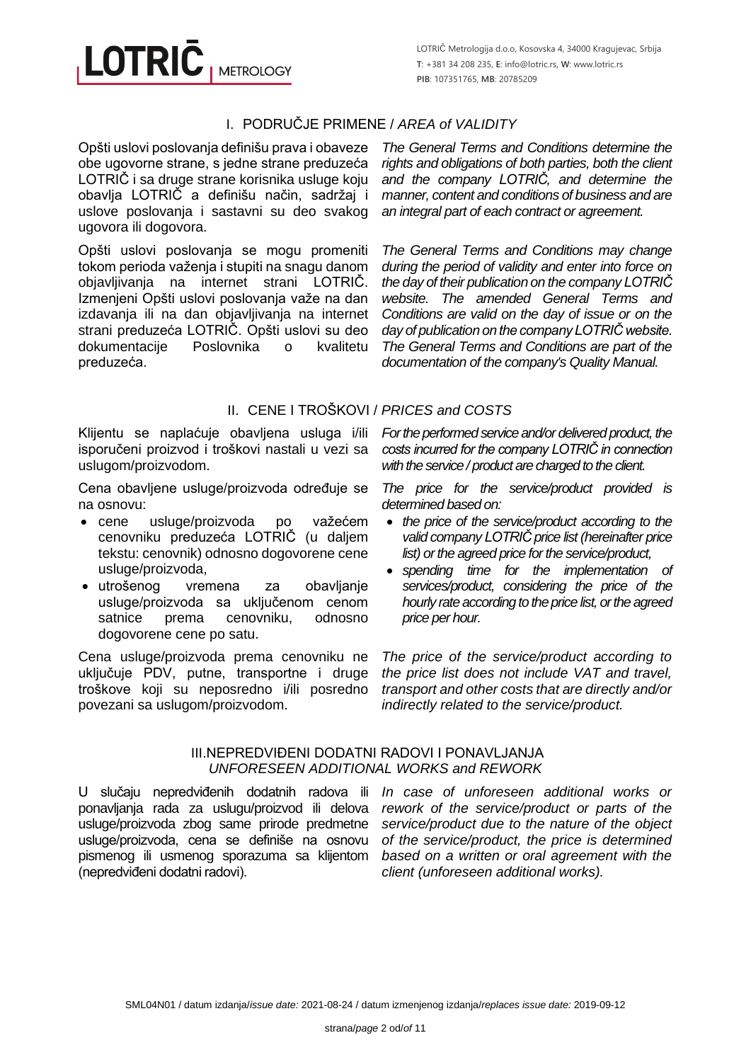## I. PODRUČJE PRIMENE / *AREA of VALIDITY*

Opšti uslovi poslovanja definišu prava i obaveze obe ugovorne strane, s jedne strane preduzeća LOTRIČ i sa druge strane korisnika usluge koju obavlja LOTRIČ a definišu način, sadržaj i uslove poslovanja i sastavni su deo svakog ugovora ili dogovora.

*The General Terms and Conditions determine the rights and obligations of both parties, both the client and the company LOTRIČ, and determine the manner, content and conditions of business and are an integral part of each contract or agreement.*

Opšti uslovi poslovanja se mogu promeniti tokom perioda važenja i stupiti na snagu danom objavljivanja na internet strani LOTRIČ. Izmenjeni Opšti uslovi poslovanja važe na dan izdavanja ili na dan objavljivanja na internet strani preduzeća LOTRIČ. Opšti uslovi su deo dokumentacije Poslovnika o kvalitetu preduzeća.

*The General Terms and Conditions may change during the period of validity and enter into force on the day of their publication on the company LOTRIČ website. The amended General Terms and Conditions are valid on the day of issue or on the day of publication on the company LOTRIČ website. The General Terms and Conditions are part of the documentation of the company's Quality Manual.*

## II. CENE I TROŠKOVI / *PRICES and COSTS*

Klijentu se naplaćuje obavljena usluga i/ili isporučeni proizvod i troškovi nastali u vezi sa uslugom/proizvodom.

*For the performed service and/or delivered product, the costs incurred for the company LOTRIČ in connection with the service / product are charged to the client.*

Cena obavljene usluge/proizvoda određuje se na osnovu:

- cene usluge/proizvoda po važećem cenovniku preduzeća LOTRIČ (u daljem tekstu: cenovnik) odnosno dogovorene cene usluge/proizvoda,
- utrošenog vremena za obavljanje usluge/proizvoda sa uključenom cenom satnice prema cenovniku, odnosno dogovorene cene po satu.

*The price for the service/product provided is determined based on:*

- *the price of the service/product according to the valid company LOTRIČ price list (hereinafter price list) or the agreed price for the service/product,*
- *spending time for the implementation of services/product, considering the price of the hourly rate according to the price list, or the agreed price per hour.*

Cena usluge/proizvoda prema cenovniku ne uključuje PDV, putne, transportne i druge troškove koji su neposredno i/ili posredno povezani sa uslugom/proizvodom.

*The price of the service/product according to the price list does not include VAT and travel, transport and other costs that are directly and/or indirectly related to the service/product.*

## III. NEPREDVIĐENI DODATNI RADOVI I PONAVLJANJA *UNFORESEEN ADDITIONAL WORKS and REWORK*

U slučaju nepredviđenih dodatnih radova ili ponavljanja rada za uslugu/proizvod ili delova usluge/proizvoda zbog same prirode predmetne usluge/proizvoda, cena se definiše na osnovu pismenog ili usmenog sporazuma sa klijentom (nepredviđeni dodatni radovi).

*In case of unforeseen additional works or rework of the service/product or parts of the service/product due to the nature of the object of the service/product, the price is determined based on a written or oral agreement with the client (unforeseen additional works).*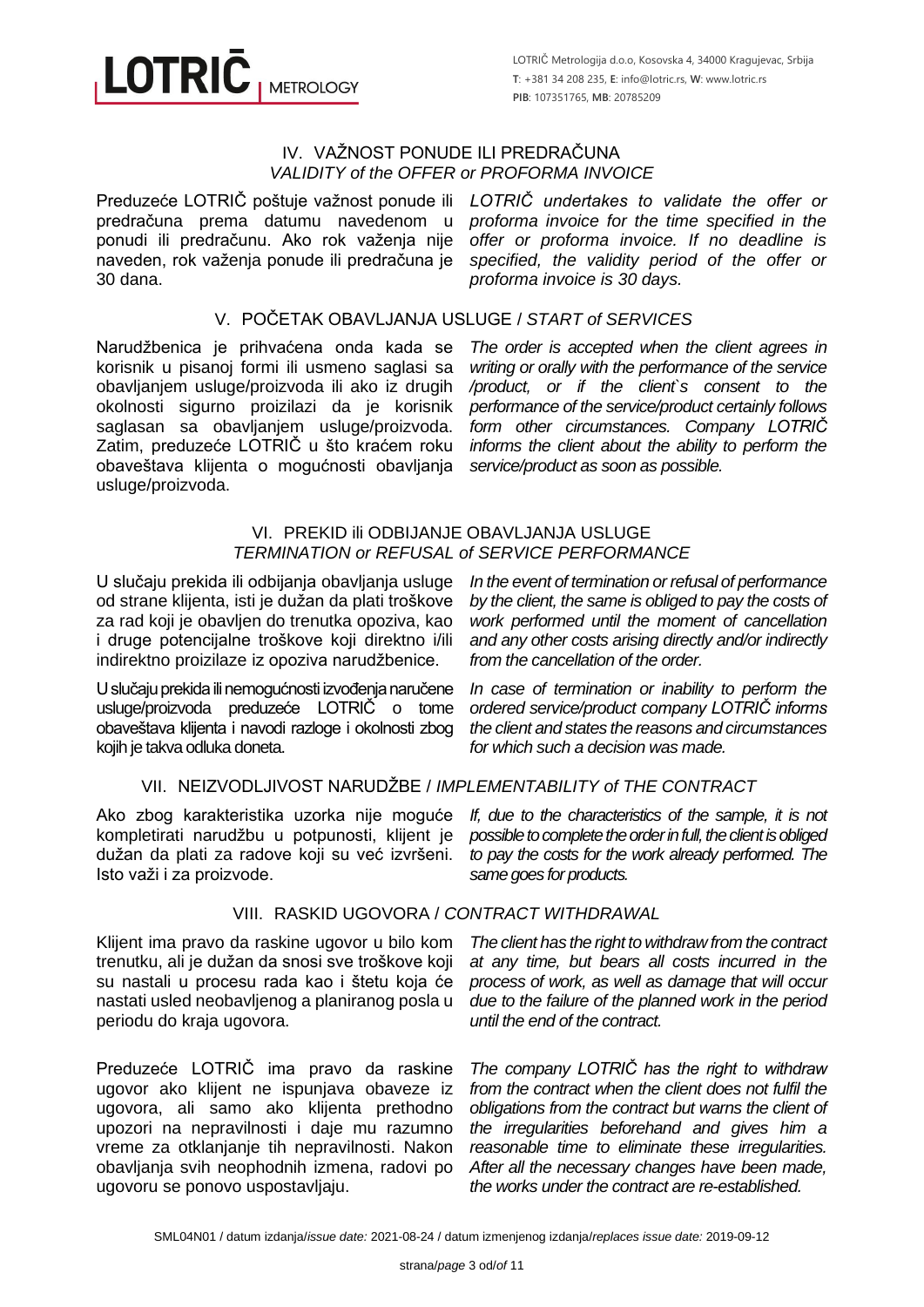## IV. VAŽNOST PONUDE ILI PREDRAČUNA
*VALIDITY of the OFFER or PROFORMA INVOICE*

Preduzeće LOTRIČ poštuje važnost ponude ili predračuna prema datumu navedenom u ponudi ili predračunu. Ako rok važenja nije naveden, rok važenja ponude ili predračuna je 30 dana.

*LOTRIČ undertakes to validate the offer or proforma invoice for the time specified in the offer or proforma invoice. If no deadline is specified, the validity period of the offer or proforma invoice is 30 days.*

## V. POČETAK OBAVLJANJA USLUGE / *START of SERVICES*

Narudžbenica je prihvaćena onda kada se korisnik u pisanoj formi ili usmeno saglasi sa obavljanjem usluge/proizvoda ili ako iz drugih okolnosti sigurno proizilazi da je korisnik saglasan sa obavljanjem usluge/proizvoda. Zatim, preduzeće LOTRIČ u što kraćem roku obaveštava klijenta o mogućnosti obavljanja usluge/proizvoda.

*The order is accepted when the client agrees in writing or orally with the performance of the service /product, or if the client`s consent to the performance of the service/product certainly follows form other circumstances. Company LOTRIČ informs the client about the ability to perform the service/product as soon as possible.*

## VI. PREKID ili ODBIJANJE OBAVLJANJA USLUGE
*TERMINATION or REFUSAL of SERVICE PERFORMANCE*

U slučaju prekida ili odbijanja obavljanja usluge od strane klijenta, isti je dužan da plati troškove za rad koji je obavljen do trenutka opoziva, kao i druge potencijalne troškove koji direktno i/ili indirektno proizilaze iz opoziva narudžbenice.

*In the event of termination or refusal of performance by the client, the same is obliged to pay the costs of work performed until the moment of cancellation and any other costs arising directly and/or indirectly from the cancellation of the order.*

U slučaju prekida ili nemogućnosti izvođenja naručene usluge/proizvoda preduzeće LOTRIČ o tome obaveštava klijenta i navodi razloge i okolnosti zbog kojih je takva odluka doneta.

*In case of termination or inability to perform the ordered service/product company LOTRIČ informs the client and states the reasons and circumstances for which such a decision was made.*

## VII. NEIZVODLJIVOST NARUDŽBE / *IMPLEMENTABILITY of THE CONTRACT*

Ako zbog karakteristika uzorka nije moguće kompletirati narudžbu u potpunosti, klijent je dužan da plati za radove koji su već izvršeni. Isto važi i za proizvode.

*If, due to the characteristics of the sample, it is not possible to complete the order in full, the client is obliged to pay the costs for the work already performed. The same goes for products.*

## VIII. RASKID UGOVORA / *CONTRACT WITHDRAWAL*

Klijent ima pravo da raskine ugovor u bilo kom trenutku, ali je dužan da snosi sve troškove koji su nastali u procesu rada kao i štetu koja će nastati usled neobavljenog a planiranog posla u periodu do kraja ugovora.

*The client has the right to withdraw from the contract at any time, but bears all costs incurred in the process of work, as well as damage that will occur due to the failure of the planned work in the period until the end of the contract.*

Preduzeće LOTRIČ ima pravo da raskine ugovor ako klijent ne ispunjava obaveze iz ugovora, ali samo ako klijenta prethodno upozori na nepravilnosti i daje mu razumno vreme za otklanjanje tih nepravilnosti. Nakon obavljanja svih neophodnih izmena, radovi po ugovoru se ponovo uspostavljaju.

*The company LOTRIČ has the right to withdraw from the contract when the client does not fulfil the obligations from the contract but warns the client of the irregularities beforehand and gives him a reasonable time to eliminate these irregularities. After all the necessary changes have been made, the works under the contract are re-established.*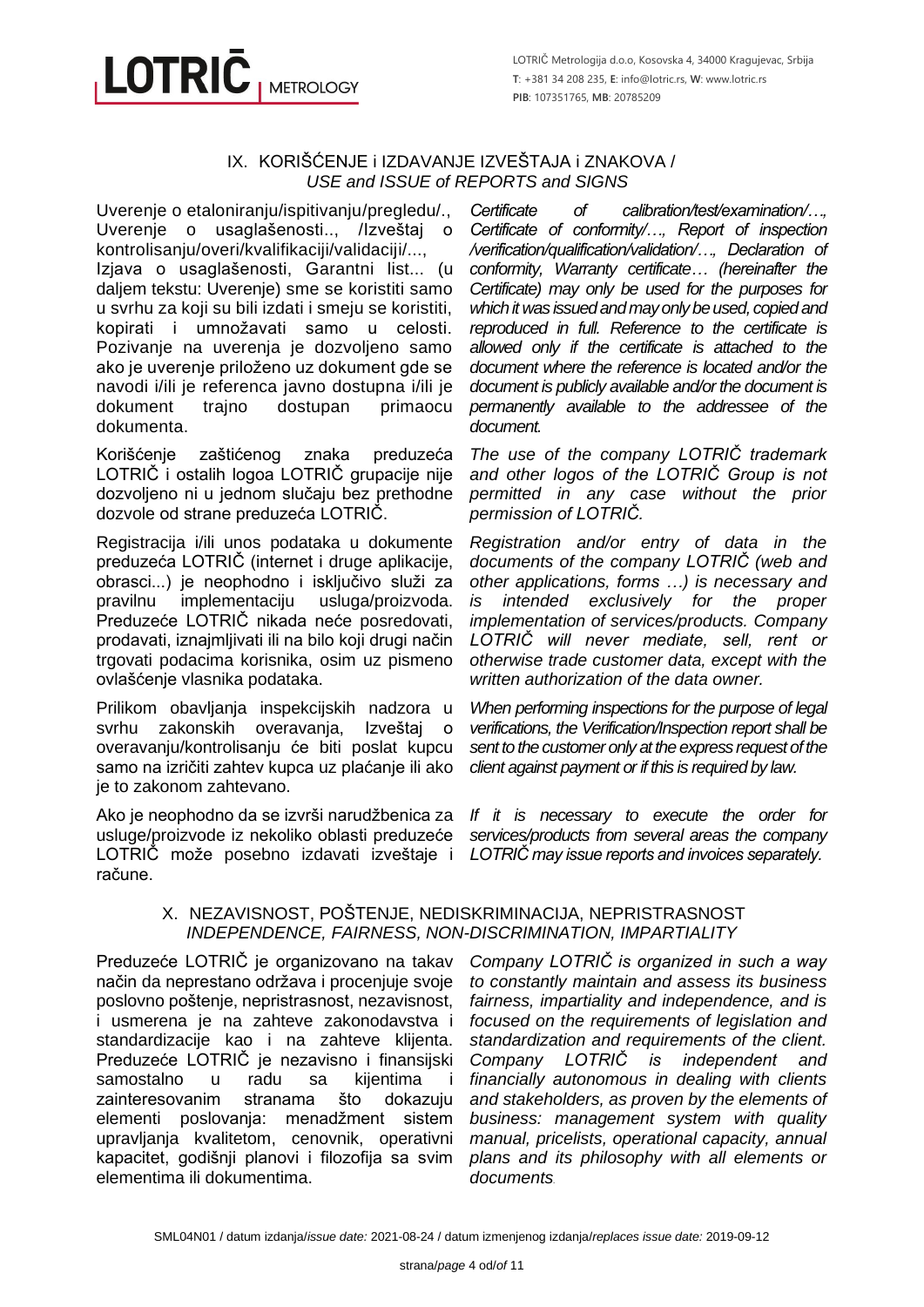## IX. KORIŠĆENJE i IZDAVANJE IZVEŠTAJA i ZNAKOVA / *USE and ISSUE of REPORTS and SIGNS*

Uverenje o etaloniranju/ispitivanju/pregledu/., Uverenje o usaglašenosti.., /Izveštaj o kontrolisanju/overi/kvalifikaciji/validaciji/..., Izjava o usaglašenosti, Garantni list... (u daljem tekstu: Uverenje) sme se koristiti samo u svrhu za koji su bili izdati i smeju se koristiti, kopirati i umnožavati samo u celosti. Pozivanje na uverenja je dozvoljeno samo ako je uverenje priloženo uz dokument gde se navodi i/ili je referenca javno dostupna i/ili je dokument trajno dostupan primaocu dokumenta.

*Certificate of calibration/test/examination/…, Certificate of conformity/…, Report of inspection /verification/qualification/validation/…, Declaration of conformity, Warranty certificate… (hereinafter the Certificate) may only be used for the purposes for which it was issued and may only be used, copied and reproduced in full. Reference to the certificate is allowed only if the certificate is attached to the document where the reference is located and/or the document is publicly available and/or the document is permanently available to the addressee of the document.*

Korišćenje zaštićenog znaka preduzeća LOTRIČ i ostalih logoa LOTRIČ grupacije nije dozvoljeno ni u jednom slučaju bez prethodne dozvole od strane preduzeća LOTRIČ.

*The use of the company LOTRIČ trademark and other logos of the LOTRIČ Group is not permitted in any case without the prior permission of LOTRIČ.*

Registracija i/ili unos podataka u dokumente preduzeća LOTRIČ (internet i druge aplikacije, obrasci...) je neophodno i isključivo služi za pravilnu implementaciju usluga/proizvoda. Preduzeće LOTRIČ nikada neće posredovati, prodavati, iznajmljivati ili na bilo koji drugi način trgovati podacima korisnika, osim uz pismeno ovlašćenje vlasnika podataka.

*Registration and/or entry of data in the documents of the company LOTRIČ (web and other applications, forms …) is necessary and is intended exclusively for the proper implementation of services/products. Company LOTRIČ will never mediate, sell, rent or otherwise trade customer data, except with the written authorization of the data owner.*

Prilikom obavljanja inspekcijskih nadzora u svrhu zakonskih overavanja, Izveštaj o overavanju/kontrolisanju će biti poslat kupcu samo na izričiti zahtev kupca uz plaćanje ili ako je to zakonom zahtevano.

*When performing inspections for the purpose of legal verifications, the Verification/Inspection report shall be sent to the customer only at the express request of the client against payment or if this is required by law.*

Ako je neophodno da se izvrši narudžbenica za usluge/proizvode iz nekoliko oblasti preduzeće LOTRIČ može posebno izdavati izveštaje i račune.

*If it is necessary to execute the order for services/products from several areas the company LOTRIČ may issue reports and invoices separately.*

## X. NEZAVISNOST, POŠTENJE, NEDISKRIMINACIJA, NEPRISTRASNOST *INDEPENDENCE, FAIRNESS, NON-DISCRIMINATION, IMPARTIALITY*

Preduzeće LOTRIČ je organizovano na takav način da neprestano održava i procenjuje svoje poslovno poštenje, nepristrasnost, nezavisnost, i usmerena je na zahteve zakonodavstva i standardizacije kao i na zahteve klijenta. Preduzeće LOTRIČ je nezavisno i finansijski samostalno u radu sa kijentima i zainteresovanim stranama što dokazuju elementi poslovanja: menadžment sistem upravljanja kvalitetom, cenovnik, operativni kapacitet, godišnji planovi i filozofija sa svim elementima ili dokumentima.

*Company LOTRIČ is organized in such a way to constantly maintain and assess its business fairness, impartiality and independence, and is focused on the requirements of legislation and standardization and requirements of the client. Company LOTRIČ is independent and financially autonomous in dealing with clients and stakeholders, as proven by the elements of business: management system with quality manual, pricelists, operational capacity, annual plans and its philosophy with all elements or documents.*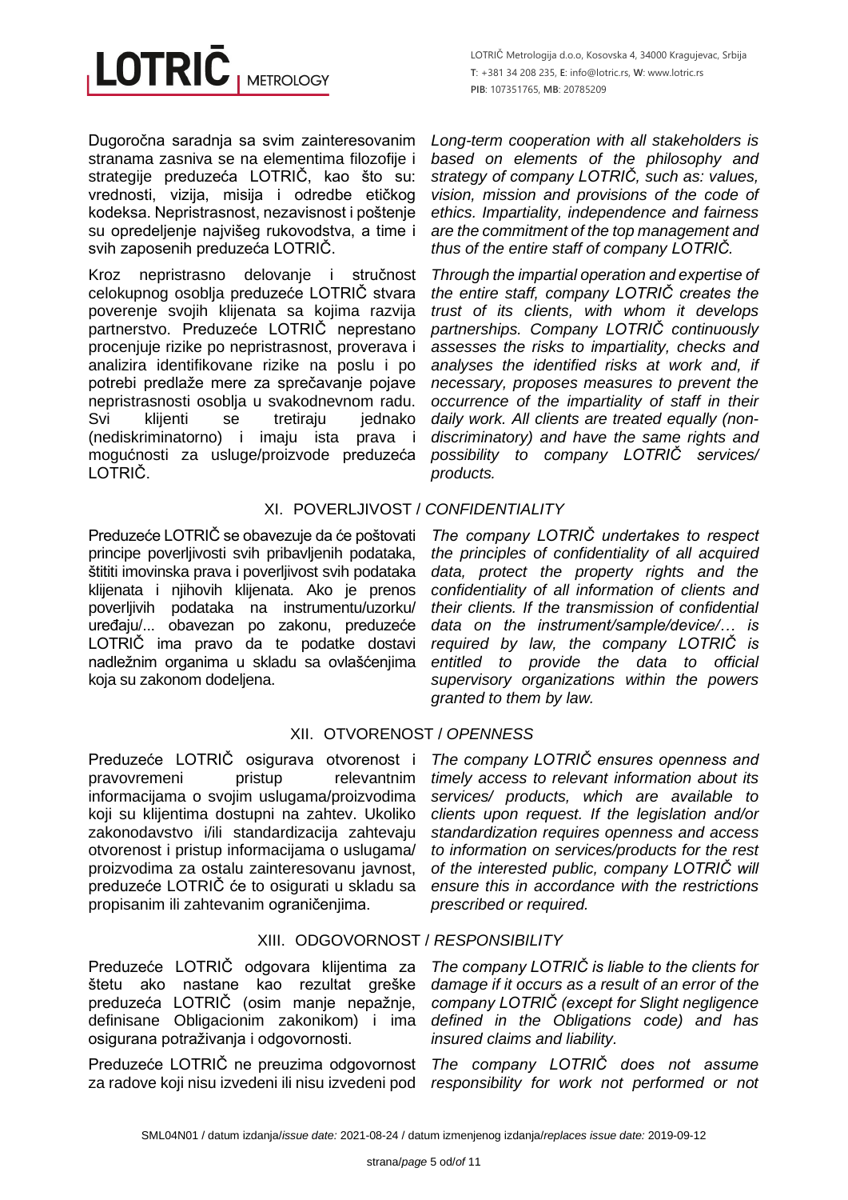Dugoročna saradnja sa svim zainteresovanim stranama zasniva se na elementima filozofije i strategije preduzeća LOTRIČ, kao što su: vrednosti, vizija, misija i odredbe etičkog kodeksa. Nepristrasnost, nezavisnost i poštenje su opredeljenje najvišeg rukovodstva, a time i svih zaposenih preduzeća LOTRIČ.

*Long-term cooperation with all stakeholders is based on elements of the philosophy and strategy of company LOTRIČ, such as: values, vision, mission and provisions of the code of ethics. Impartiality, independence and fairness are the commitment of the top management and thus of the entire staff of company LOTRIČ.*

Kroz nepristrasno delovanje i stručnost celokupnog osoblja preduzeće LOTRIČ stvara poverenje svojih klijenata sa kojima razvija partnerstvo. Preduzeće LOTRIČ neprestano procenjuje rizike po nepristrasnost, proverava i analizira identifikovane rizike na poslu i po potrebi predlaže mere za sprečavanje pojave nepristrasnosti osoblja u svakodnevnom radu. Svi klijenti se tretiraju jednako (nediskriminatorno) i imaju ista prava i mogućnosti za usluge/proizvode preduzeća LOTRIČ.

*Through the impartial operation and expertise of the entire staff, company LOTRIČ creates the trust of its clients, with whom it develops partnerships. Company LOTRIČ continuously assesses the risks to impartiality, checks and analyses the identified risks at work and, if necessary, proposes measures to prevent the occurrence of the impartiality of staff in their daily work. All clients are treated equally (non-discriminatory) and have the same rights and possibility to company LOTRIČ services/ products.*

## XI. POVERLJIVOST / *CONFIDENTIALITY*

Preduzeće LOTRIČ se obavezuje da će poštovati principe poverljivosti svih pribavljenih podataka, štititi imovinska prava i poverljivost svih podataka klijenata i njihovih klijenata. Ako je prenos poverljivih podataka na instrumentu/uzorku/ uređaju/... obavezan po zakonu, preduzeće LOTRIČ ima pravo da te podatke dostavi nadležnim organima u skladu sa ovlašćenjima koja su zakonom dodeljena.

*The company LOTRIČ undertakes to respect the principles of confidentiality of all acquired data, protect the property rights and the confidentiality of all information of clients and their clients. If the transmission of confidential data on the instrument/sample/device/… is required by law, the company LOTRIČ is entitled to provide the data to official supervisory organizations within the powers granted to them by law.*

## XII. OTVORENOST / *OPENNESS*

Preduzeće LOTRIČ osigurava otvorenost i pravovremeni pristup relevantnim informacijama o svojim uslugama/proizvodima koji su klijentima dostupni na zahtev. Ukoliko zakonodavstvo i/ili standardizacija zahtevaju otvorenost i pristup informacijama o uslugama/ proizvodima za ostalu zainteresovanu javnost, preduzeće LOTRIČ će to osigurati u skladu sa propisanim ili zahtevanim ograničenjima.

*The company LOTRIČ ensures openness and timely access to relevant information about its services/ products, which are available to clients upon request. If the legislation and/or standardization requires openness and access to information on services/products for the rest of the interested public, company LOTRIČ will ensure this in accordance with the restrictions prescribed or required.*

## XIII. ODGOVORNOST / *RESPONSIBILITY*

Preduzeće LOTRIČ odgovara klijentima za štetu ako nastane kao rezultat greške preduzeća LOTRIČ (osim manje nepažnje, definisane Obligacionim zakonikom) i ima osigurana potraživanja i odgovornosti.

*The company LOTRIČ is liable to the clients for damage if it occurs as a result of an error of the company LOTRIČ (except for Slight negligence defined in the Obligations code) and has insured claims and liability.*

Preduzeće LOTRIČ ne preuzima odgovornost za radove koji nisu izvedeni ili nisu izvedeni pod

*The company LOTRIČ does not assume responsibility for work not performed or not*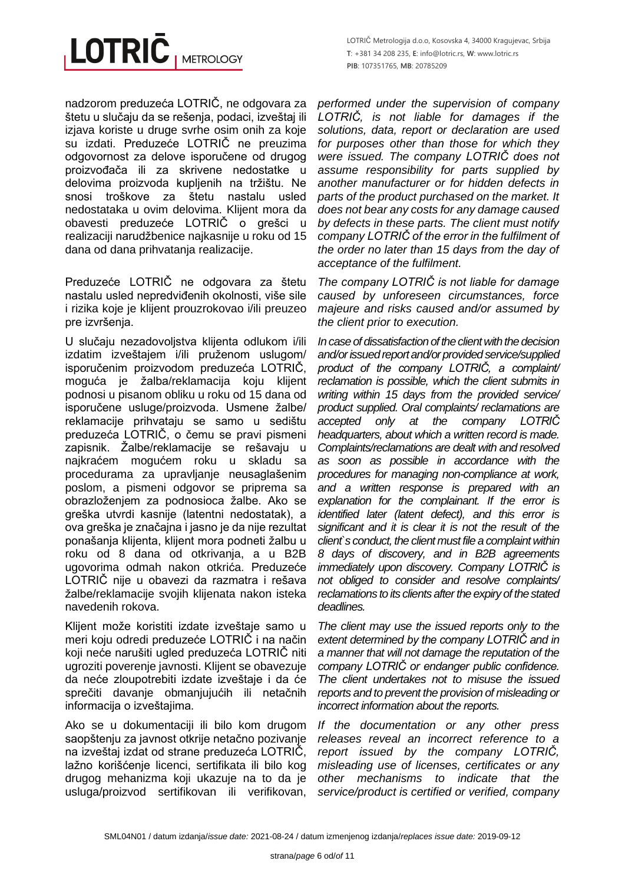nadzorom preduzeća LOTRIČ, ne odgovara za štetu u slučaju da se rešenja, podaci, izveštaj ili izjava koriste u druge svrhe osim onih za koje su izdati. Preduzeće LOTRIČ ne preuzima odgovornost za delove isporučene od drugog proizvođača ili za skrivene nedostatke u delovima proizvoda kupljenih na tržištu. Ne snosi troškove za štetu nastalu usled nedostataka u ovim delovima. Klijent mora da obavesti preduzeće LOTRIČ o grešci u realizaciji narudžbenice najkasnije u roku od 15 dana od dana prihvatanja realizacije.

*performed under the supervision of company LOTRIČ, is not liable for damages if the solutions, data, report or declaration are used for purposes other than those for which they were issued. The company LOTRIČ does not assume responsibility for parts supplied by another manufacturer or for hidden defects in parts of the product purchased on the market. It does not bear any costs for any damage caused by defects in these parts. The client must notify company LOTRIČ of the error in the fulfilment of the order no later than 15 days from the day of acceptance of the fulfilment.*

Preduzeće LOTRIČ ne odgovara za štetu nastalu usled nepredviđenih okolnosti, više sile i rizika koje je klijent prouzrokovao i/ili preuzeo pre izvršenja.

*The company LOTRIČ is not liable for damage caused by unforeseen circumstances, force majeure and risks caused and/or assumed by the client prior to execution.*

U slučaju nezadovoljstva klijenta odlukom i/ili izdatim izveštajem i/ili pruženom uslugom/ isporučenim proizvodom preduzeća LOTRIČ, moguća je žalba/reklamacija koju klijent podnosi u pisanom obliku u roku od 15 dana od isporučene usluge/proizvoda. Usmene žalbe/ reklamacije prihvataju se samo u sedištu preduzeća LOTRIČ, o čemu se pravi pismeni zapisnik. Žalbe/reklamacije se rešavaju u najkraćem mogućem roku u skladu sa procedurama za upravljanje neusaglašenim poslom, a pismeni odgovor se priprema sa obrazloženjem za podnosioca žalbe. Ako se greška utvrdi kasnije (latentni nedostatak), a ova greška je značajna i jasno je da nije rezultat ponašanja klijenta, klijent mora podneti žalbu u roku od 8 dana od otkrivanja, a u B2B ugovorima odmah nakon otkrića. Preduzeće LOTRIČ nije u obavezi da razmatra i rešava žalbe/reklamacije svojih klijenata nakon isteka navedenih rokova.

*In case of dissatisfaction of the client with the decision and/or issued report and/or provided service/supplied product of the company LOTRIČ, a complaint/ reclamation is possible, which the client submits in writing within 15 days from the provided service/ product supplied. Oral complaints/ reclamations are accepted only at the company LOTRIČ headquarters, about which a written record is made. Complaints/reclamations are dealt with and resolved as soon as possible in accordance with the procedures for managing non-compliance at work, and a written response is prepared with an explanation for the complainant. If the error is identified later (latent defect), and this error is significant and it is clear it is not the result of the client`s conduct, the client must file a complaint within 8 days of discovery, and in B2B agreements immediately upon discovery. Company LOTRIČ is not obliged to consider and resolve complaints/ reclamations to its clients after the expiry of the stated deadlines.*

Klijent može koristiti izdate izveštaje samo u meri koju odredi preduzeće LOTRIČ i na način koji neće narušiti ugled preduzeća LOTRIČ niti ugroziti poverenje javnosti. Klijent se obavezuje da neće zloupotrebiti izdate izveštaje i da će sprečiti davanje obmanjujućih ili netačnih informacija o izveštajima.

*The client may use the issued reports only to the extent determined by the company LOTRIČ and in a manner that will not damage the reputation of the company LOTRIČ or endanger public confidence. The client undertakes not to misuse the issued reports and to prevent the provision of misleading or incorrect information about the reports.*

Ako se u dokumentaciji ili bilo kom drugom saopštenju za javnost otkrije netačno pozivanje na izveštaj izdat od strane preduzeća LOTRIČ, lažno korišćenje licenci, sertifikata ili bilo kog drugog mehanizma koji ukazuje na to da je usluga/proizvod sertifikovan ili verifikovan,

*If the documentation or any other press releases reveal an incorrect reference to a report issued by the company LOTRIČ, misleading use of licenses, certificates or any other mechanisms to indicate that the service/product is certified or verified, company*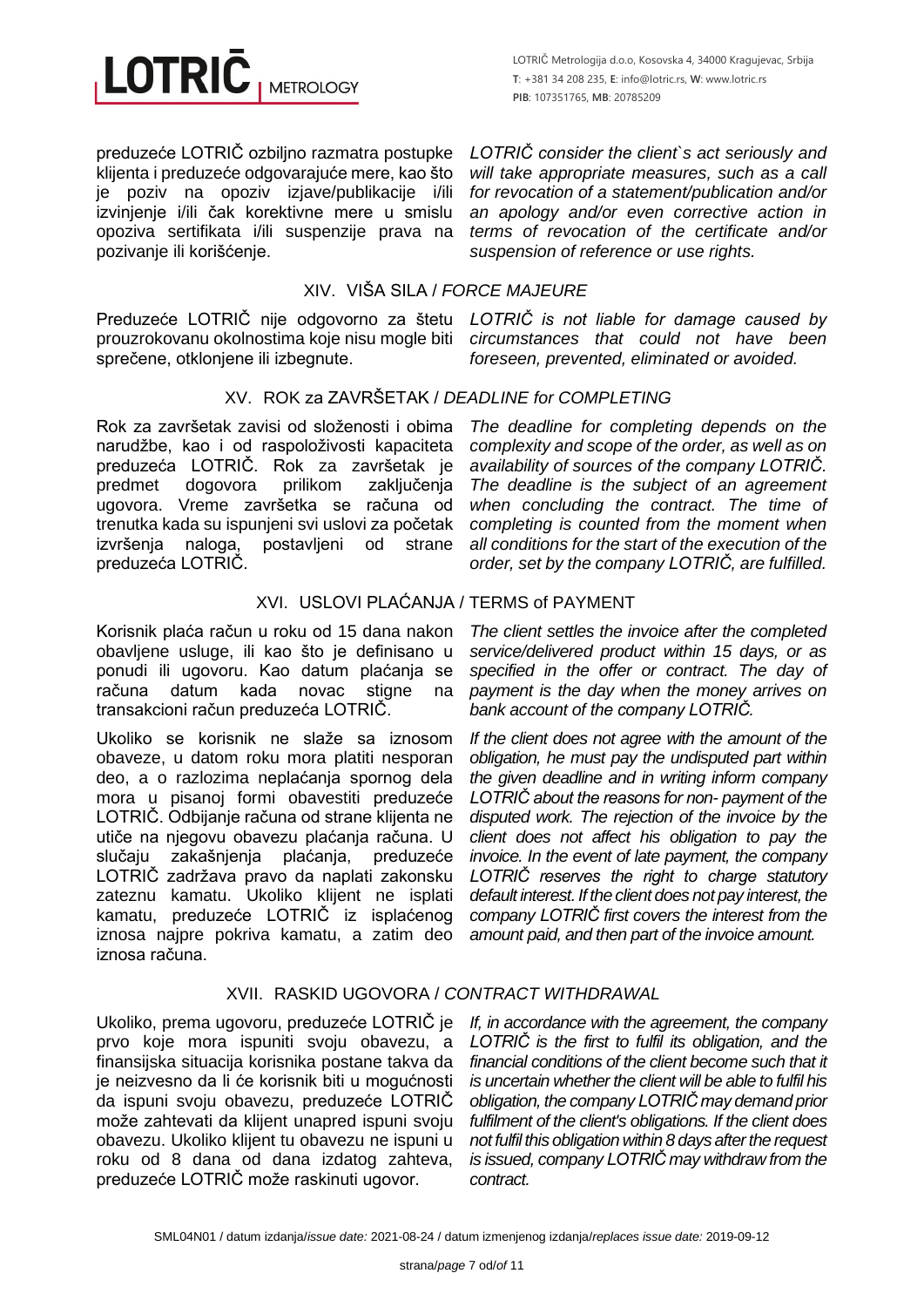preduzeće LOTRIČ ozbiljno razmatra postupke klijenta i preduzeće odgovarajuće mere, kao što je poziv na opoziv izjave/publikacije i/ili izvinjenje i/ili čak korektivne mere u smislu opoziva sertifikata i/ili suspenzije prava na pozivanje ili korišćenje.

*LOTRIČ consider the client`s act seriously and will take appropriate measures, such as a call for revocation of a statement/publication and/or an apology and/or even corrective action in terms of revocation of the certificate and/or suspension of reference or use rights.*

## XIV. VIŠA SILA / *FORCE MAJEURE*

Preduzeće LOTRIČ nije odgovorno za štetu prouzrokovanu okolnostima koje nisu mogle biti sprečene, otklonjene ili izbegnute.

*LOTRIČ is not liable for damage caused by circumstances that could not have been foreseen, prevented, eliminated or avoided.*

## XV. ROK za ZAVRŠETAK / *DEADLINE for COMPLETING*

Rok za završetak zavisi od složenosti i obima narudžbe, kao i od raspoloživosti kapaciteta preduzeća LOTRIČ. Rok za završetak je predmet dogovora prilikom zaključenja ugovora. Vreme završetka se računa od trenutka kada su ispunjeni svi uslovi za početak izvršenja naloga, postavljeni od strane preduzeća LOTRIČ.

*The deadline for completing depends on the complexity and scope of the order, as well as on availability of sources of the company LOTRIČ. The deadline is the subject of an agreement when concluding the contract. The time of completing is counted from the moment when all conditions for the start of the execution of the order, set by the company LOTRIČ, are fulfilled.*

## XVI. USLOVI PLAĆANJA / TERMS of PAYMENT

Korisnik plaća račun u roku od 15 dana nakon obavljene usluge, ili kao što je definisano u ponudi ili ugovoru. Kao datum plaćanja se računa datum kada novac stigne na transakcioni račun preduzeća LOTRIČ.

*The client settles the invoice after the completed service/delivered product within 15 days, or as specified in the offer or contract. The day of payment is the day when the money arrives on bank account of the company LOTRIČ.*

Ukoliko se korisnik ne slaže sa iznosom obaveze, u datom roku mora platiti nesporan deo, a o razlozima neplaćanja spornog dela mora u pisanoj formi obavestiti preduzeće LOTRIČ. Odbijanje računa od strane klijenta ne utiče na njegovu obavezu plaćanja računa. U slučaju zakašnjenja plaćanja, preduzeće LOTRIČ zadržava pravo da naplati zakonsku zateznu kamatu. Ukoliko klijent ne isplati kamatu, preduzeće LOTRIČ iz isplaćenog iznosa najpre pokriva kamatu, a zatim deo iznosa računa.

*If the client does not agree with the amount of the obligation, he must pay the undisputed part within the given deadline and in writing inform company LOTRIČ about the reasons for non- payment of the disputed work. The rejection of the invoice by the client does not affect his obligation to pay the invoice. In the event of late payment, the company LOTRIČ reserves the right to charge statutory default interest. If the client does not pay interest, the company LOTRIČ first covers the interest from the amount paid, and then part of the invoice amount.*

## XVII. RASKID UGOVORA / *CONTRACT WITHDRAWAL*

Ukoliko, prema ugovoru, preduzeće LOTRIČ je prvo koje mora ispuniti svoju obavezu, a finansijska situacija korisnika postane takva da je neizvesno da li će korisnik biti u mogućnosti da ispuni svoju obavezu, preduzeće LOTRIČ može zahtevati da klijent unapred ispuni svoju obavezu. Ukoliko klijent tu obavezu ne ispuni u roku od 8 dana od dana izdatog zahteva, preduzeće LOTRIČ može raskinuti ugovor.

*If, in accordance with the agreement, the company LOTRIČ is the first to fulfil its obligation, and the financial conditions of the client become such that it is uncertain whether the client will be able to fulfil his obligation, the company LOTRIČ may demand prior fulfilment of the client's obligations. If the client does not fulfil this obligation within 8 days after the request is issued, company LOTRIČ may withdraw from the contract.*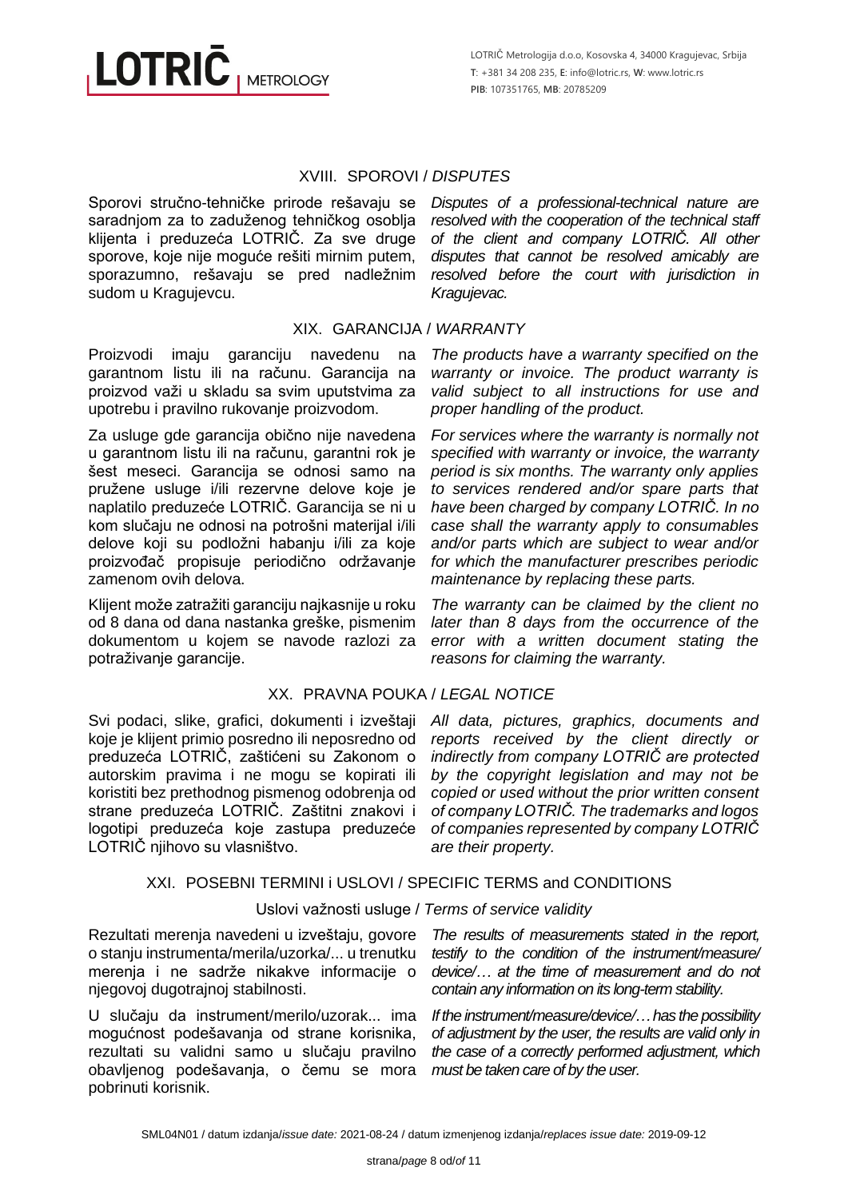## XVIII. SPOROVI / *DISPUTES*

Sporovi stručno-tehničke prirode rešavaju se saradnjom za to zaduženog tehničkog osoblja klijenta i preduzeća LOTRIČ. Za sve druge sporove, koje nije moguće rešiti mirnim putem, sporazumno, rešavaju se pred nadležnim sudom u Kragujevcu.

*Disputes of a professional-technical nature are resolved with the cooperation of the technical staff of the client and company LOTRIČ. All other disputes that cannot be resolved amicably are resolved before the court with jurisdiction in Kragujevac.*

## XIX. GARANCIJA / *WARRANTY*

Proizvodi imaju garanciju navedenu na garantnom listu ili na računu. Garancija na proizvod važi u skladu sa svim uputstvima za upotrebu i pravilno rukovanje proizvodom.

*The products have a warranty specified on the warranty or invoice. The product warranty is valid subject to all instructions for use and proper handling of the product.*

Za usluge gde garancija obično nije navedena u garantnom listu ili na računu, garantni rok je šest meseci. Garancija se odnosi samo na pružene usluge i/ili rezervne delove koje je naplatilo preduzeće LOTRIČ. Garancija se ni u kom slučaju ne odnosi na potrošni materijal i/ili delove koji su podložni habanju i/ili za koje proizvođač propisuje periodično održavanje zamenom ovih delova.

*For services where the warranty is normally not specified with warranty or invoice, the warranty period is six months. The warranty only applies to services rendered and/or spare parts that have been charged by company LOTRIČ. In no case shall the warranty apply to consumables and/or parts which are subject to wear and/or for which the manufacturer prescribes periodic maintenance by replacing these parts.*

Klijent može zatražiti garanciju najkasnije u roku od 8 dana od dana nastanka greške, pismenim dokumentom u kojem se navode razlozi za potraživanje garancije.

*The warranty can be claimed by the client no later than 8 days from the occurrence of the error with a written document stating the reasons for claiming the warranty.*

## XX. PRAVNA POUKA / *LEGAL NOTICE*

Svi podaci, slike, grafici, dokumenti i izveštaji koje je klijent primio posredno ili neposredno od preduzeća LOTRIČ, zaštićeni su Zakonom o autorskim pravima i ne mogu se kopirati ili koristiti bez prethodnog pismenog odobrenja od strane preduzeća LOTRIČ. Zaštitni znakovi i logotipi preduzeća koje zastupa preduzeće LOTRIČ njihovo su vlasništvo.

*All data, pictures, graphics, documents and reports received by the client directly or indirectly from company LOTRIČ are protected by the copyright legislation and may not be copied or used without the prior written consent of company LOTRIČ. The trademarks and logos of companies represented by company LOTRIČ are their property.*

## XXI. POSEBNI TERMINI i USLOVI / SPECIFIC TERMS and CONDITIONS

### Uslovi važnosti usluge / *Terms of service validity*

Rezultati merenja navedeni u izveštaju, govore o stanju instrumenta/merila/uzorka/... u trenutku merenja i ne sadrže nikakve informacije o njegovoj dugotrajnoj stabilnosti.

*The results of measurements stated in the report, testify to the condition of the instrument/measure/device/… at the time of measurement and do not contain any information on its long-term stability.*

U slučaju da instrument/merilo/uzorak... ima mogućnost podešavanja od strane korisnika, rezultati su validni samo u slučaju pravilno obavljenog podešavanja, o čemu se mora pobrinuti korisnik.

*If the instrument/measure/device/… has the possibility of adjustment by the user, the results are valid only in the case of a correctly performed adjustment, which must be taken care of by the user.*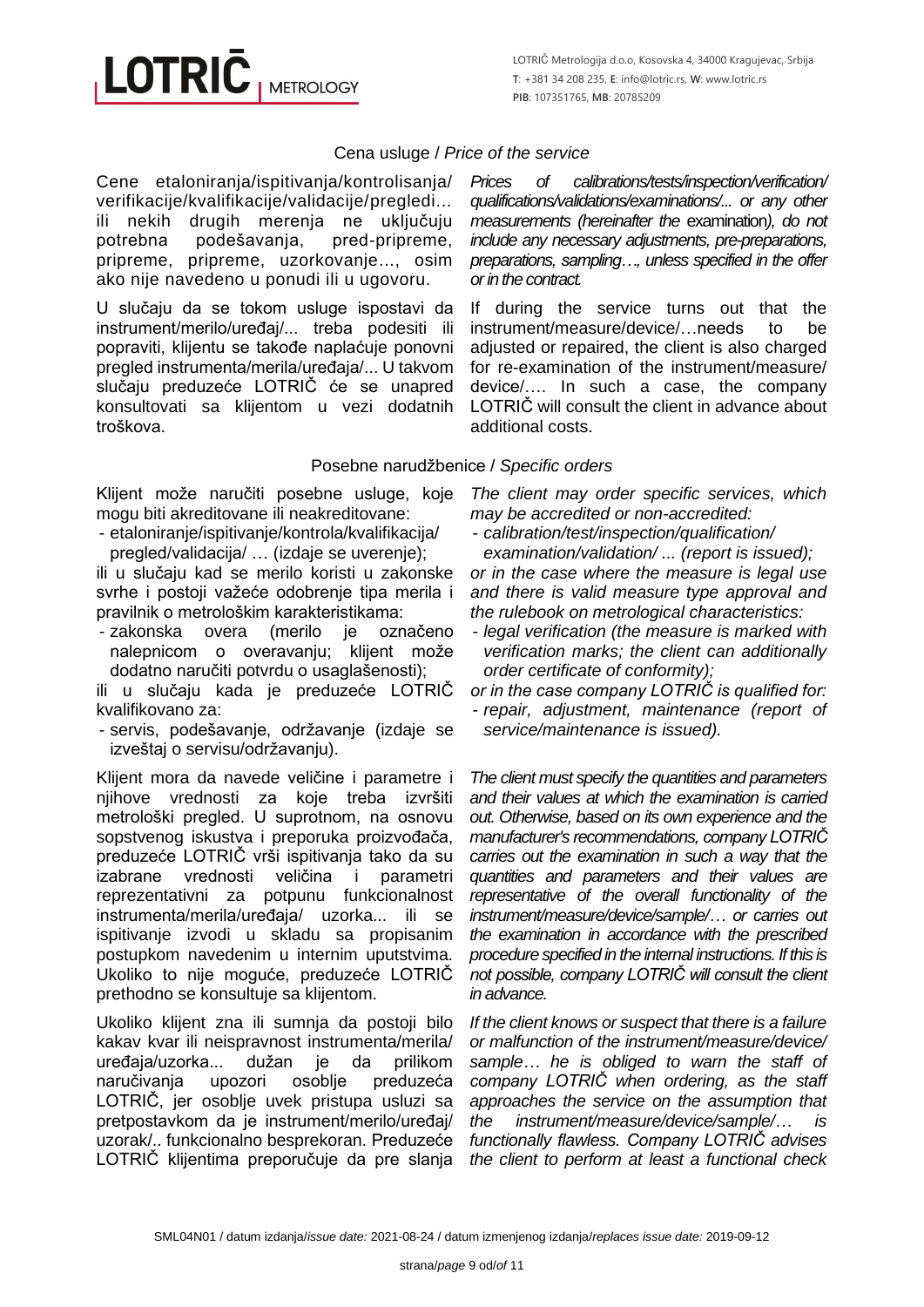## Cena usluge / *Price of the service*

Cene etaloniranja/ispitivanja/kontrolisanja/ verifikacije/kvalifikacije/validacije/pregledi… ili nekih drugih merenja ne uključuju potrebna podešavanja, pred-pripreme, pripreme, pripreme, uzorkovanje…, osim ako nije navedeno u ponudi ili u ugovoru.

*Prices of calibrations/tests/inspection/verification/ qualifications/validations/examinations/... or any other measurements (hereinafter the* examination*), do not include any necessary adjustments, pre-preparations, preparations, sampling…, unless specified in the offer or in the contract.*

U slučaju da se tokom usluge ispostavi da instrument/merilo/uređaj/... treba podesiti ili popraviti, klijentu se takođe naplaćuje ponovni pregled instrumenta/merila/uređaja/... U takvom slučaju preduzeće LOTRIČ će se unapred konsultovati sa klijentom u vezi dodatnih troškova.

If during the service turns out that the instrument/measure/device/…needs to be adjusted or repaired, the client is also charged for re-examination of the instrument/measure/ device/…. In such a case, the company LOTRIČ will consult the client in advance about additional costs.

## Posebne narudžbenice / *Specific orders*

Klijent može naručiti posebne usluge, koje mogu biti akreditovane ili neakreditovane:

- etaloniranje/ispitivanje/kontrola/kvalifikacija/ pregled/validacija/ … (izdaje se uverenje);

ili u slučaju kad se merilo koristi u zakonske svrhe i postoji važeće odobrenje tipa merila i pravilnik o metrološkim karakteristikama:

- zakonska overa (merilo je označeno nalepnicom o overavanju; klijent može dodatno naručiti potvrdu o usaglašenosti);

ili u slučaju kada je preduzeće LOTRIČ kvalifikovano za:

- servis, podešavanje, održavanje (izdaje se izveštaj o servisu/održavanju).

*The client may order specific services, which may be accredited or non-accredited:*

- *calibration/test/inspection/qualification/ examination/validation/ ... (report is issued);*

*or in the case where the measure is legal use and there is valid measure type approval and the rulebook on metrological characteristics:*

- *legal verification (the measure is marked with verification marks; the client can additionally order certificate of conformity);*

*or in the case company LOTRIČ is qualified for:*

- *repair, adjustment, maintenance (report of service/maintenance is issued).*

Klijent mora da navede veličine i parametre i njihove vrednosti za koje treba izvršiti metrološki pregled. U suprotnom, na osnovu sopstvenog iskustva i preporuka proizvođača, preduzeće LOTRIČ vrši ispitivanja tako da su izabrane vrednosti veličina i parametri reprezentativni za potpunu funkcionalnost instrumenta/merila/uređaja/ uzorka... ili se ispitivanje izvodi u skladu sa propisanim postupkom navedenim u internim uputstvima. Ukoliko to nije moguće, preduzeće LOTRIČ prethodno se konsultuje sa klijentom.

*The client must specify the quantities and parameters and their values at which the examination is carried out. Otherwise, based on its own experience and the manufacturer's recommendations, company LOTRIČ carries out the examination in such a way that the quantities and parameters and their values are representative of the overall functionality of the instrument/measure/device/sample/… or carries out the examination in accordance with the prescribed procedure specified in the internal instructions. If this is not possible, company LOTRIČ will consult the client in advance.*

Ukoliko klijent zna ili sumnja da postoji bilo kakav kvar ili neispravnost instrumenta/merila/ uređaja/uzorka... dužan je da prilikom naručivanja upozori osoblje preduzeća LOTRIČ, jer osoblje uvek pristupa usluzi sa pretpostavkom da je instrument/merilo/uređaj/ uzorak/.. funkcionalno besprekoran. Preduzeće LOTRIČ klijentima preporučuje da pre slanja

*If the client knows or suspect that there is a failure or malfunction of the instrument/measure/device/ sample… he is obliged to warn the staff of company LOTRIČ when ordering, as the staff approaches the service on the assumption that the instrument/measure/device/sample/… is functionally flawless. Company LOTRIČ advises the client to perform at least a functional check*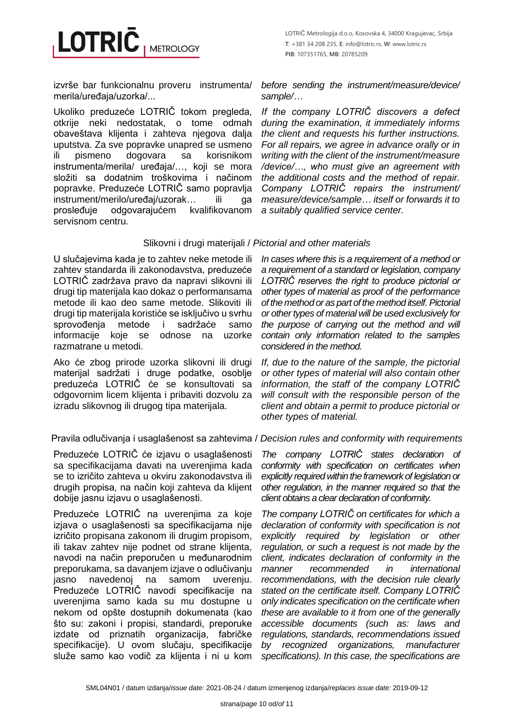izvrše bar funkcionalnu proveru instrumenta/ merila/uređaja/uzorka/...

*before sending the instrument/measure/device/ sample/…*

Ukoliko preduzeće LOTRIČ tokom pregleda, otkrije neki nedostatak, o tome odmah obaveštava klijenta i zahteva njegova dalja uputstva. Za sve popravke unapred se usmeno ili pismeno dogovara sa korisnikom instrumenta/merila/ uređaja/…, koji se mora složiti sa dodatnim troškovima i načinom popravke. Preduzeće LOTRIČ samo popravlja instrument/merilo/uređaj/uzorak… ili ga prosleđuje odgovarajućem kvalifikovanom servisnom centru.

*If the company LOTRIČ discovers a defect during the examination, it immediately informs the client and requests his further instructions. For all repairs, we agree in advance orally or in writing with the client of the instrument/measure /device/…, who must give an agreement with the additional costs and the method of repair. Company LOTRIČ repairs the instrument/ measure/device/sample… itself or forwards it to a suitably qualified service center.*

## Slikovni i drugi materijali / *Pictorial and other materials*

U slučajevima kada je to zahtev neke metode ili zahtev standarda ili zakonodavstva, preduzeće LOTRIČ zadržava pravo da napravi slikovni ili drugi tip materijala kao dokaz o performansama metode ili kao deo same metode. Slikoviti ili drugi tip materijala koristiće se isključivo u svrhu sprovođenja metode i sadržaće samo informacije koje se odnose na uzorke razmatrane u metodi.

*In cases where this is a requirement of a method or a requirement of a standard or legislation, company LOTRIČ reserves the right to produce pictorial or other types of material as proof of the performance of the method or as part of the method itself. Pictorial or other types of material will be used exclusively for the purpose of carrying out the method and will contain only information related to the samples considered in the method.*

Ako će zbog prirode uzorka slikovni ili drugi materijal sadržati i druge podatke, osoblje preduzeća LOTRIČ će se konsultovati sa odgovornim licem klijenta i pribaviti dozvolu za izradu slikovnog ili drugog tipa materijala.

*If, due to the nature of the sample, the pictorial or other types of material will also contain other information, the staff of the company LOTRIČ will consult with the responsible person of the client and obtain a permit to produce pictorial or other types of material.*

## Pravila odlučivanja i usaglašenost sa zahtevima / *Decision rules and conformity with requirements*

Preduzeće LOTRIČ će izjavu o usaglašenosti sa specifikacijama davati na uverenjima kada se to izričito zahteva u okviru zakonodavstva ili drugih propisa, na način koji zahteva da klijent dobije jasnu izjavu o usaglašenosti.

*The company LOTRIČ states declaration of conformity with specification on certificates when explicitly required within the framework of legislation or other regulation, in the manner required so that the client obtains a clear declaration of conformity.*

Preduzeće LOTRIČ na uverenjima za koje izjava o usaglašenosti sa specifikacijama nije izričito propisana zakonom ili drugim propisom, ili takav zahtev nije podnet od strane klijenta, navodi na način preporučen u međunarodnim preporukama, sa davanjem izjave o odlučivanju jasno navedenoj na samom uverenju. Preduzeće LOTRIČ navodi specifikacije na uverenjima samo kada su mu dostupne u nekom od opšte dostupnih dokumenata (kao što su: zakoni i propisi, standardi, preporuke izdate od priznatih organizacija, fabričke specifikacije). U ovom slučaju, specifikacije služe samo kao vodič za klijenta i ni u kom

*The company LOTRIČ on certificates for which a declaration of conformity with specification is not explicitly required by legislation or other regulation, or such a request is not made by the client, indicates declaration of conformity in the manner recommended in international recommendations, with the decision rule clearly stated on the certificate itself. Company LOTRIČ only indicates specification on the certificate when these are available to it from one of the generally accessible documents (such as: laws and regulations, standards, recommendations issued by recognized organizations, manufacturer specifications). In this case, the specifications are*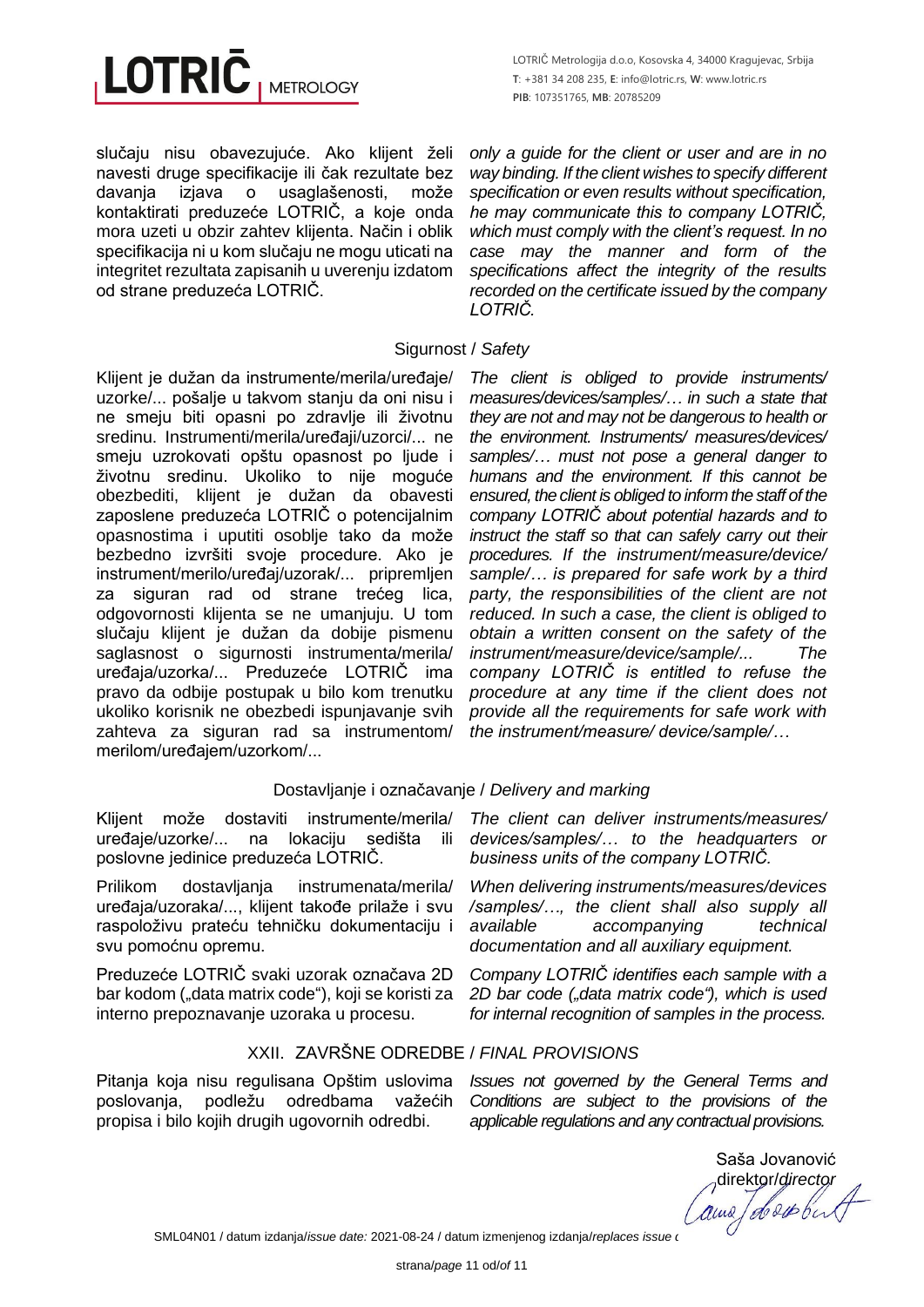slučaju nisu obavezujuće. Ako klijent želi navesti druge specifikacije ili čak rezultate bez davanja izjava o usaglašenosti, može kontaktirati preduzeće LOTRIČ, a koje onda mora uzeti u obzir zahtev klijenta. Način i oblik specifikacija ni u kom slučaju ne mogu uticati na integritet rezultata zapisanih u uverenju izdatom od strane preduzeća LOTRIČ.

*only a guide for the client or user and are in no way binding. If the client wishes to specify different specification or even results without specification, he may communicate this to company LOTRIČ, which must comply with the client's request. In no case may the manner and form of the specifications affect the integrity of the results recorded on the certificate issued by the company LOTRIČ.*

### Sigurnost / *Safety*

Klijent je dužan da instrumente/merila/uređaje/ uzorke/... pošalje u takvom stanju da oni nisu i ne smeju biti opasni po zdravlje ili životnu sredinu. Instrumenti/merila/uređaji/uzorci/... ne smeju uzrokovati opštu opasnost po ljude i životnu sredinu. Ukoliko to nije moguće obezbediti, klijent je dužan da obavesti zaposlene preduzeća LOTRIČ o potencijalnim opasnostima i uputiti osoblje tako da može bezbedno izvršiti svoje procedure. Ako je instrument/merilo/uređaj/uzorak/... pripremljen za siguran rad od strane trećeg lica, odgovornosti klijenta se ne umanjuju. U tom slučaju klijent je dužan da dobije pismenu saglasnost o sigurnosti instrumenta/merila/ uređaja/uzorka/... Preduzeće LOTRIČ ima pravo da odbije postupak u bilo kom trenutku ukoliko korisnik ne obezbedi ispunjavanje svih zahteva za siguran rad sa instrumentom/ merilom/uređajem/uzorkom/...

*The client is obliged to provide instruments/ measures/devices/samples/… in such a state that they are not and may not be dangerous to health or the environment. Instruments/ measures/devices/ samples/… must not pose a general danger to humans and the environment. If this cannot be ensured, the client is obliged to inform the staff of the company LOTRIČ about potential hazards and to instruct the staff so that can safely carry out their procedures. If the instrument/measure/device/ sample/… is prepared for safe work by a third party, the responsibilities of the client are not reduced. In such a case, the client is obliged to obtain a written consent on the safety of the instrument/measure/device/sample/... The company LOTRIČ is entitled to refuse the procedure at any time if the client does not provide all the requirements for safe work with the instrument/measure/ device/sample/…*

### Dostavljanje i označavanje / *Delivery and marking*

Klijent može dostaviti instrumente/merila/ uređaje/uzorke/... na lokaciju sedišta ili poslovne jedinice preduzeća LOTRIČ.

*The client can deliver instruments/measures/ devices/samples/… to the headquarters or business units of the company LOTRIČ.*

Prilikom dostavljanja instrumenata/merila/ uređaja/uzoraka/..., klijent takođe prilaže i svu raspoloživu prateću tehničku dokumentaciju i svu pomoćnu opremu.

*When delivering instruments/measures/devices /samples/…, the client shall also supply all available accompanying technical documentation and all auxiliary equipment.*

Preduzeće LOTRIČ svaki uzorak označava 2D bar kodom („data matrix code"), koji se koristi za interno prepoznavanje uzoraka u procesu.

*Company LOTRIČ identifies each sample with a 2D bar code („data matrix code"), which is used for internal recognition of samples in the process.*

## XXII. ZAVRŠNE ODREDBE / *FINAL PROVISIONS*

Pitanja koja nisu regulisana Opštim uslovima poslovanja, podležu odredbama važećih propisa i bilo kojih drugih ugovornih odredbi.

*Issues not governed by the General Terms and Conditions are subject to the provisions of the applicable regulations and any contractual provisions.*

Saša Jovanović  
direktor/*director*

SML04N01 / datum izdanja/*issue date:* 2021-08-24 / datum izmenjenog izdanja/*replaces issue d*